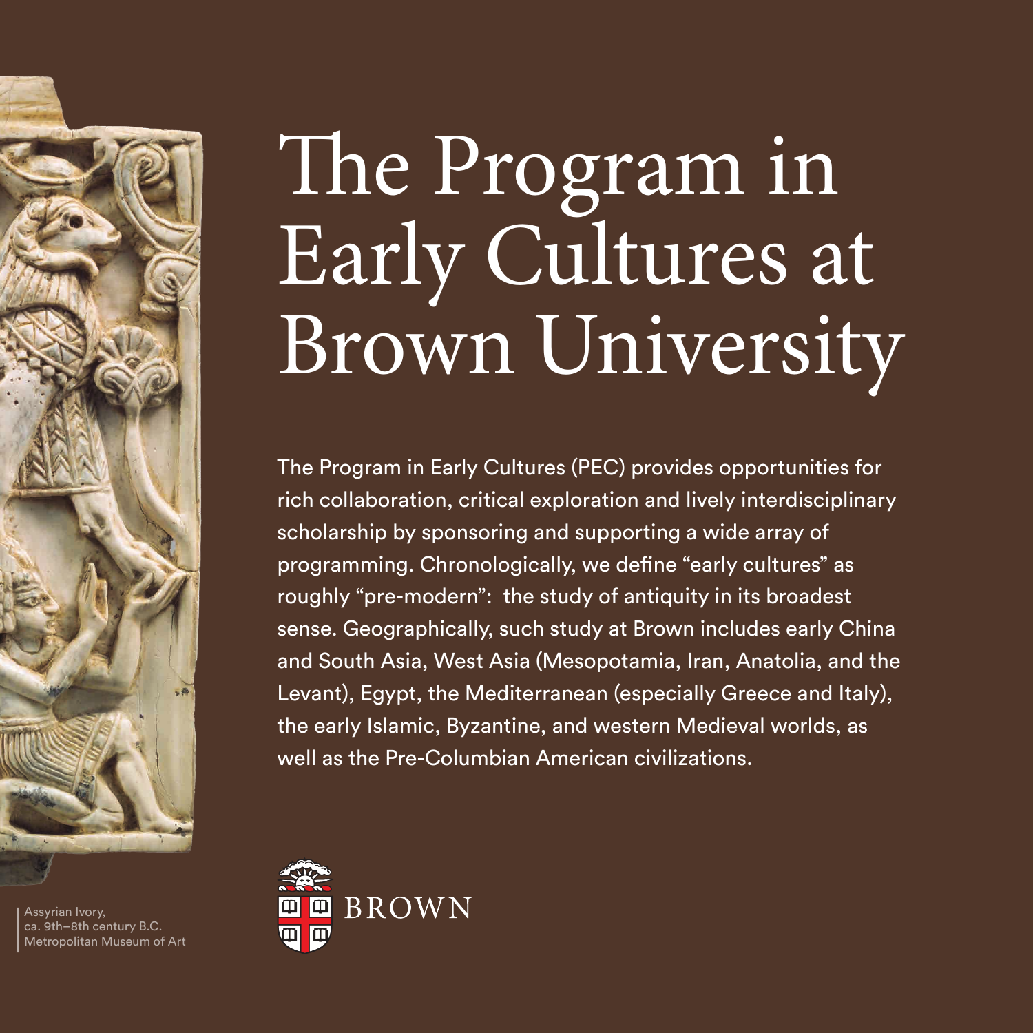# The Program in Early Cultures at Brown University

The Program in Early Cultures (PEC) provides opportunities for rich collaboration, critical exploration and lively interdisciplinary scholarship by sponsoring and supporting a wide array of programming. Chronologically, we define "early cultures" as roughly "pre-modern": the study of antiquity in its broadest sense. Geographically, such study at Brown includes early China and South Asia, West Asia (Mesopotamia, Iran, Anatolia, and the Levant), Egypt, the Mediterranean (especially Greece and Italy), the early Islamic, Byzantine, and western Medieval worlds, as well as the Pre-Columbian American civilizations.

Assyrian Ivory,
ca. 9th–8th century B.C.
Metropolitan Museum of Art

BROWN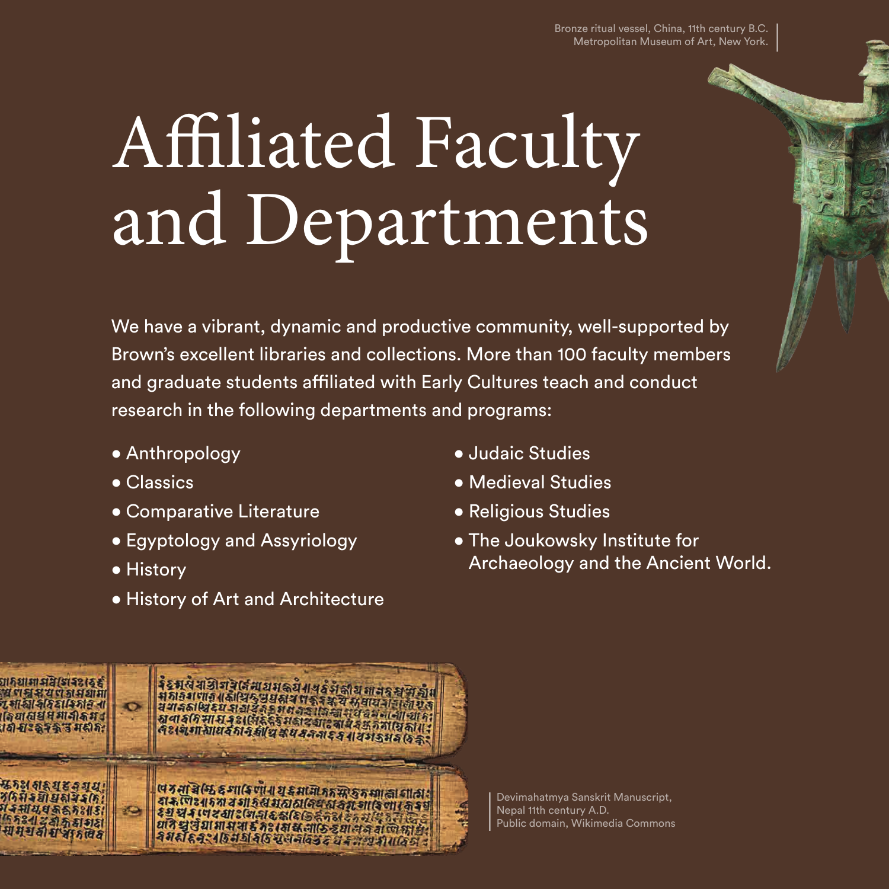Bronze ritual vessel, China, 11th century B.C.
Metropolitan Museum of Art, New York.

# Affiliated Faculty and Departments

We have a vibrant, dynamic and productive community, well-supported by Brown's excellent libraries and collections. More than 100 faculty members and graduate students affiliated with Early Cultures teach and conduct research in the following departments and programs:

- Anthropology
- Classics
- Comparative Literature
- Egyptology and Assyriology
- History
- History of Art and Architecture
- Judaic Studies
- Medieval Studies
- Religious Studies
- The Joukowsky Institute for Archaeology and the Ancient World.

Devimahatmya Sanskrit Manuscript,
Nepal 11th century A.D.
Public domain, Wikimedia Commons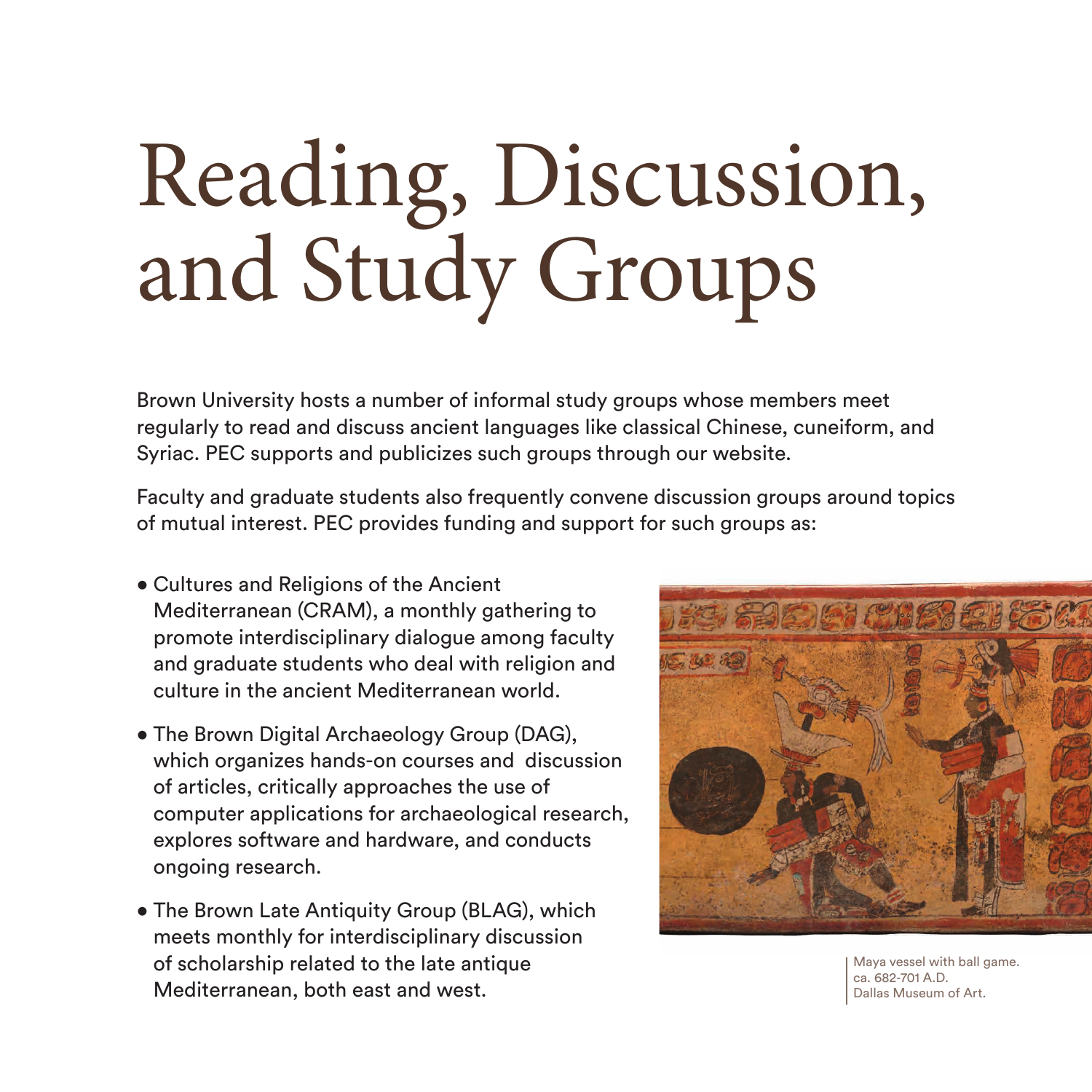# Reading, Discussion, and Study Groups

Brown University hosts a number of informal study groups whose members meet regularly to read and discuss ancient languages like classical Chinese, cuneiform, and Syriac. PEC supports and publicizes such groups through our website.

Faculty and graduate students also frequently convene discussion groups around topics of mutual interest. PEC provides funding and support for such groups as:

- Cultures and Religions of the Ancient Mediterranean (CRAM), a monthly gathering to promote interdisciplinary dialogue among faculty and graduate students who deal with religion and culture in the ancient Mediterranean world.
- The Brown Digital Archaeology Group (DAG), which organizes hands-on courses and discussion of articles, critically approaches the use of computer applications for archaeological research, explores software and hardware, and conducts ongoing research.
- The Brown Late Antiquity Group (BLAG), which meets monthly for interdisciplinary discussion of scholarship related to the late antique Mediterranean, both east and west.

Maya vessel with ball game. ca. 682-701 A.D. Dallas Museum of Art.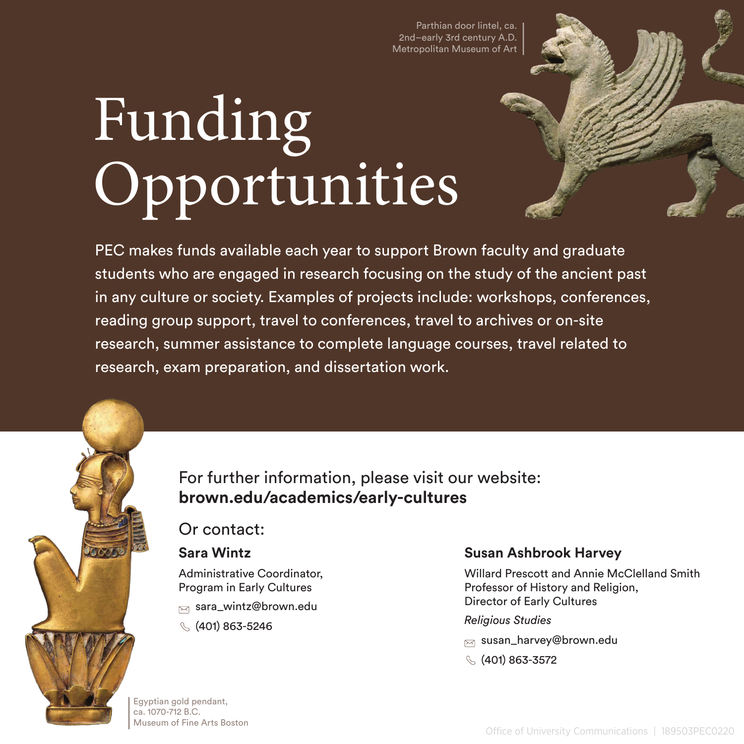Parthian door lintel, ca. 2nd–early 3rd century A.D. Metropolitan Museum of Art

# Funding Opportunities

PEC makes funds available each year to support Brown faculty and graduate students who are engaged in research focusing on the study of the ancient past in any culture or society. Examples of projects include: workshops, conferences, reading group support, travel to conferences, travel to archives or on-site research, summer assistance to complete language courses, travel related to research, exam preparation, and dissertation work.

For further information, please visit our website:
**brown.edu/academics/early-cultures**

Or contact:

**Sara Wintz**

Administrative Coordinator,
Program in Early Cultures

sara_wintz@brown.edu

(401) 863-5246

**Susan Ashbrook Harvey**

Willard Prescott and Annie McClelland Smith Professor of History and Religion,
Director of Early Cultures

*Religious Studies*

susan_harvey@brown.edu

(401) 863-3572

Egyptian gold pendant, ca. 1070-712 B.C. Museum of Fine Arts Boston

Office of University Communications | 189503PEC0220